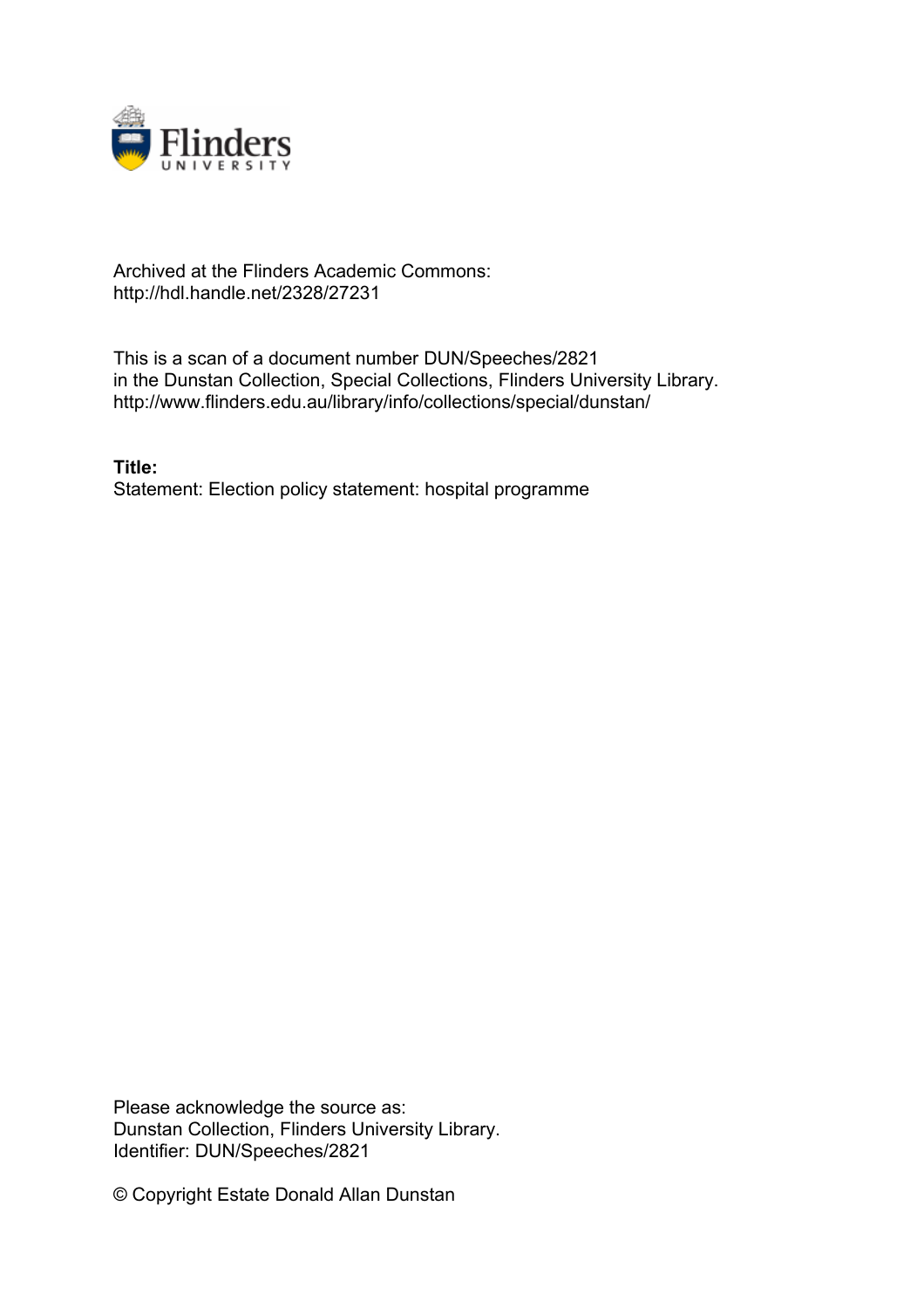Archived at the Flinders Academic Commons:
http://hdl.handle.net/2328/27231

This is a scan of a document number DUN/Speeches/2821
in the Dunstan Collection, Special Collections, Flinders University Library.
http://www.flinders.edu.au/library/info/collections/special/dunstan/

**Title:**
Statement: Election policy statement: hospital programme

Please acknowledge the source as:
Dunstan Collection, Flinders University Library.
Identifier: DUN/Speeches/2821

© Copyright Estate Donald Allan Dunstan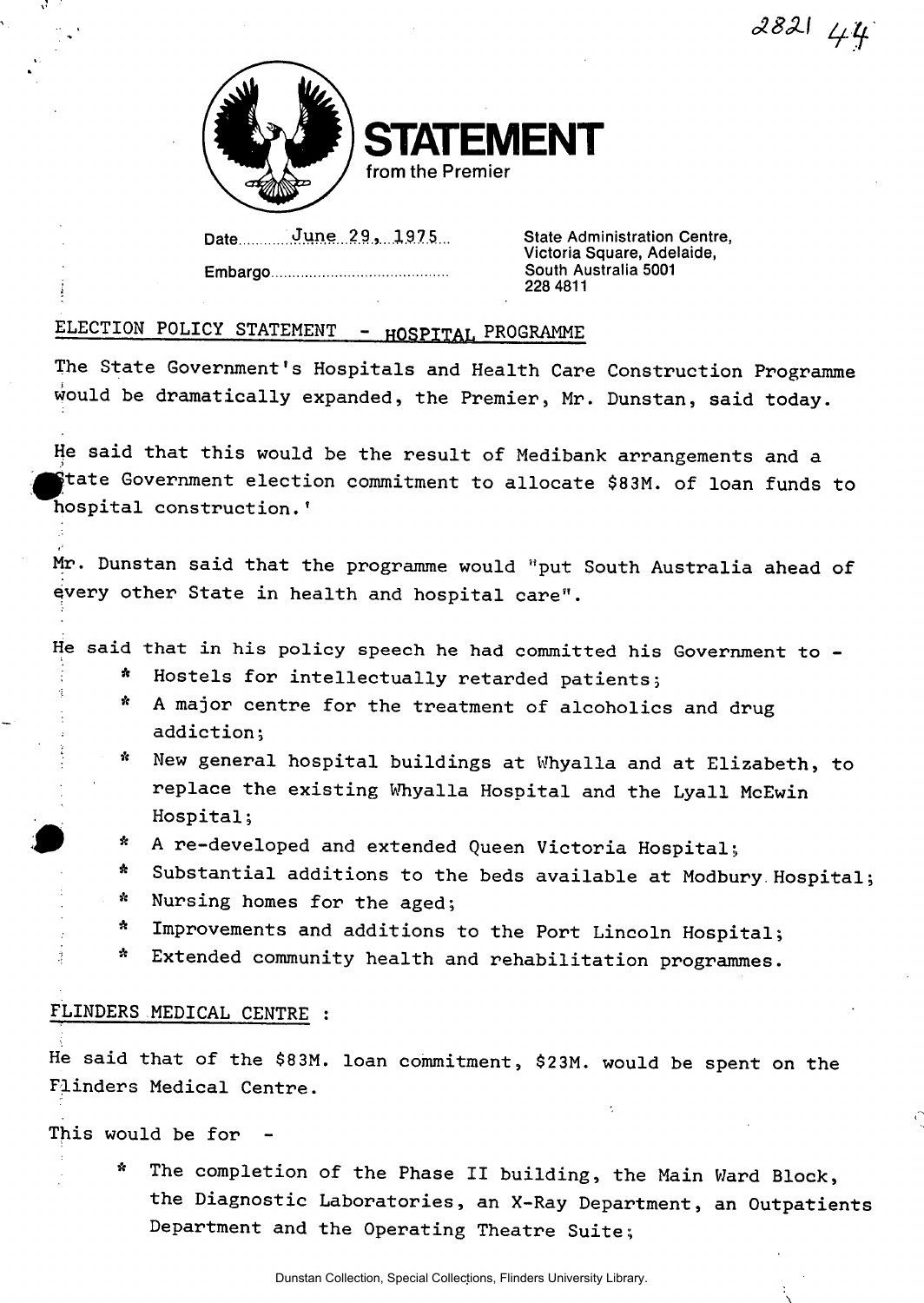2821 44

# STATEMENT

from the Premier

Date June 29, 1975

Embargo

State Administration Centre,
Victoria Square, Adelaide,
South Australia 5001
228 4811

## ELECTION POLICY STATEMENT - HOSPITAL PROGRAMME

The State Government's Hospitals and Health Care Construction Programme would be dramatically expanded, the Premier, Mr. Dunstan, said today.

He said that this would be the result of Medibank arrangements and a State Government election commitment to allocate $83M. of loan funds to hospital construction.'

Mr. Dunstan said that the programme would "put South Australia ahead of every other State in health and hospital care".

He said that in his policy speech he had committed his Government to -

* Hostels for intellectually retarded patients;
* A major centre for the treatment of alcoholics and drug addiction;
* New general hospital buildings at Whyalla and at Elizabeth, to replace the existing Whyalla Hospital and the Lyall McEwin Hospital;
* A re-developed and extended Queen Victoria Hospital;
* Substantial additions to the beds available at Modbury Hospital;
* Nursing homes for the aged;
* Improvements and additions to the Port Lincoln Hospital;
* Extended community health and rehabilitation programmes.

## FLINDERS MEDICAL CENTRE :

He said that of the $83M. loan commitment, $23M. would be spent on the Flinders Medical Centre.

This would be for -

* The completion of the Phase II building, the Main Ward Block, the Diagnostic Laboratories, an X-Ray Department, an Outpatients Department and the Operating Theatre Suite;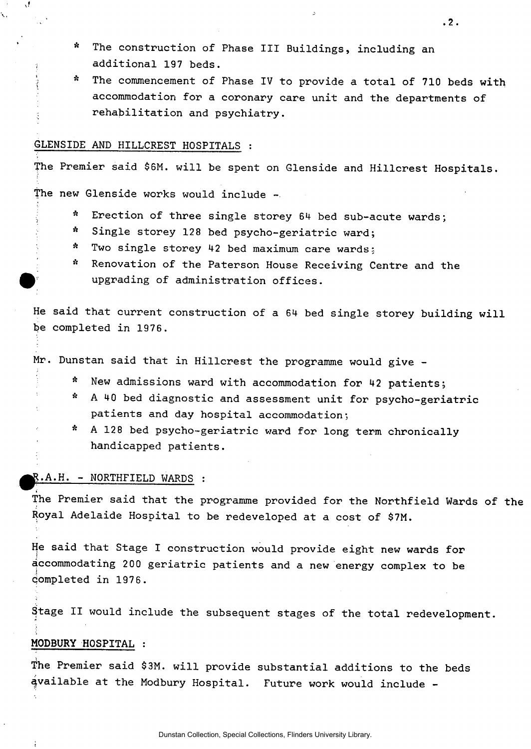* The construction of Phase III Buildings, including an additional 197 beds.
* The commencement of Phase IV to provide a total of 710 beds with accommodation for a coronary care unit and the departments of rehabilitation and psychiatry.

GLENSIDE AND HILLCREST HOSPITALS :

The Premier said $6M. will be spent on Glenside and Hillcrest Hospitals.

The new Glenside works would include -

* Erection of three single storey 64 bed sub-acute wards;
* Single storey 128 bed psycho-geriatric ward;
* Two single storey 42 bed maximum care wards;
* Renovation of the Paterson House Receiving Centre and the upgrading of administration offices.

He said that current construction of a 64 bed single storey building will be completed in 1976.

Mr. Dunstan said that in Hillcrest the programme would give -

* New admissions ward with accommodation for 42 patients;
* A 40 bed diagnostic and assessment unit for psycho-geriatric patients and day hospital accommodation;
* A 128 bed psycho-geriatric ward for long term chronically handicapped patients.

R.A.H. - NORTHFIELD WARDS :

The Premier said that the programme provided for the Northfield Wards of the Royal Adelaide Hospital to be redeveloped at a cost of $7M.

He said that Stage I construction would provide eight new wards for accommodating 200 geriatric patients and a new energy complex to be completed in 1976.

Stage II would include the subsequent stages of the total redevelopment.

MODBURY HOSPITAL :

The Premier said $3M. will provide substantial additions to the beds available at the Modbury Hospital. Future work would include -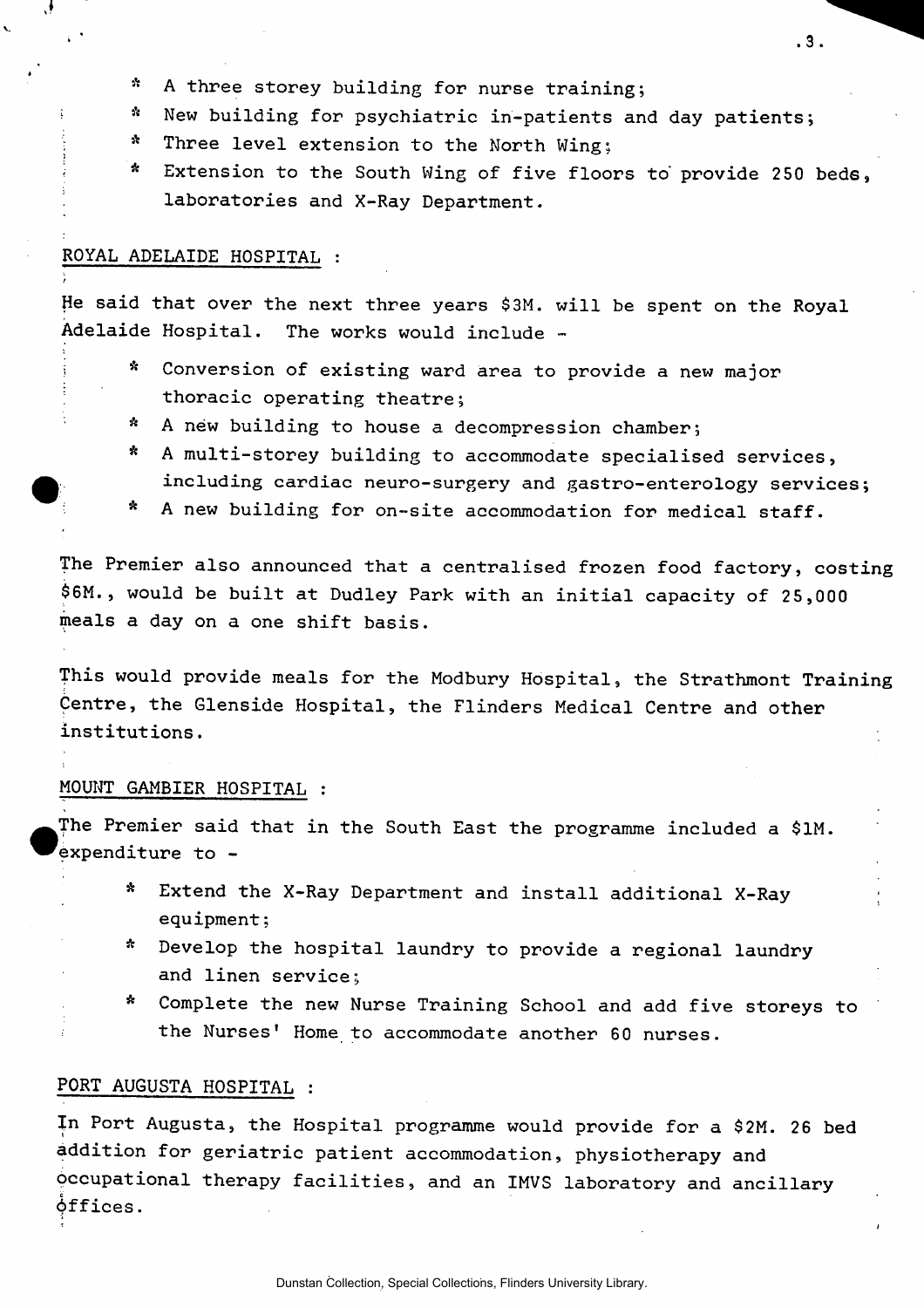* A three storey building for nurse training;
* New building for psychiatric in-patients and day patients;
* Three level extension to the North Wing;
* Extension to the South Wing of five floors to provide 250 beds, laboratories and X-Ray Department.

ROYAL ADELAIDE HOSPITAL :

He said that over the next three years $3M. will be spent on the Royal Adelaide Hospital. The works would include -

* Conversion of existing ward area to provide a new major thoracic operating theatre;
* A new building to house a decompression chamber;
* A multi-storey building to accommodate specialised services, including cardiac neuro-surgery and gastro-enterology services;
* A new building for on-site accommodation for medical staff.

The Premier also announced that a centralised frozen food factory, costing $6M., would be built at Dudley Park with an initial capacity of 25,000 meals a day on a one shift basis.

This would provide meals for the Modbury Hospital, the Strathmont Training Centre, the Glenside Hospital, the Flinders Medical Centre and other institutions.

MOUNT GAMBIER HOSPITAL :

The Premier said that in the South East the programme included a $1M. expenditure to -

* Extend the X-Ray Department and install additional X-Ray equipment;
* Develop the hospital laundry to provide a regional laundry and linen service;
* Complete the new Nurse Training School and add five storeys to the Nurses' Home to accommodate another 60 nurses.

PORT AUGUSTA HOSPITAL :

In Port Augusta, the Hospital programme would provide for a $2M. 26 bed addition for geriatric patient accommodation, physiotherapy and occupational therapy facilities, and an IMVS laboratory and ancillary offices.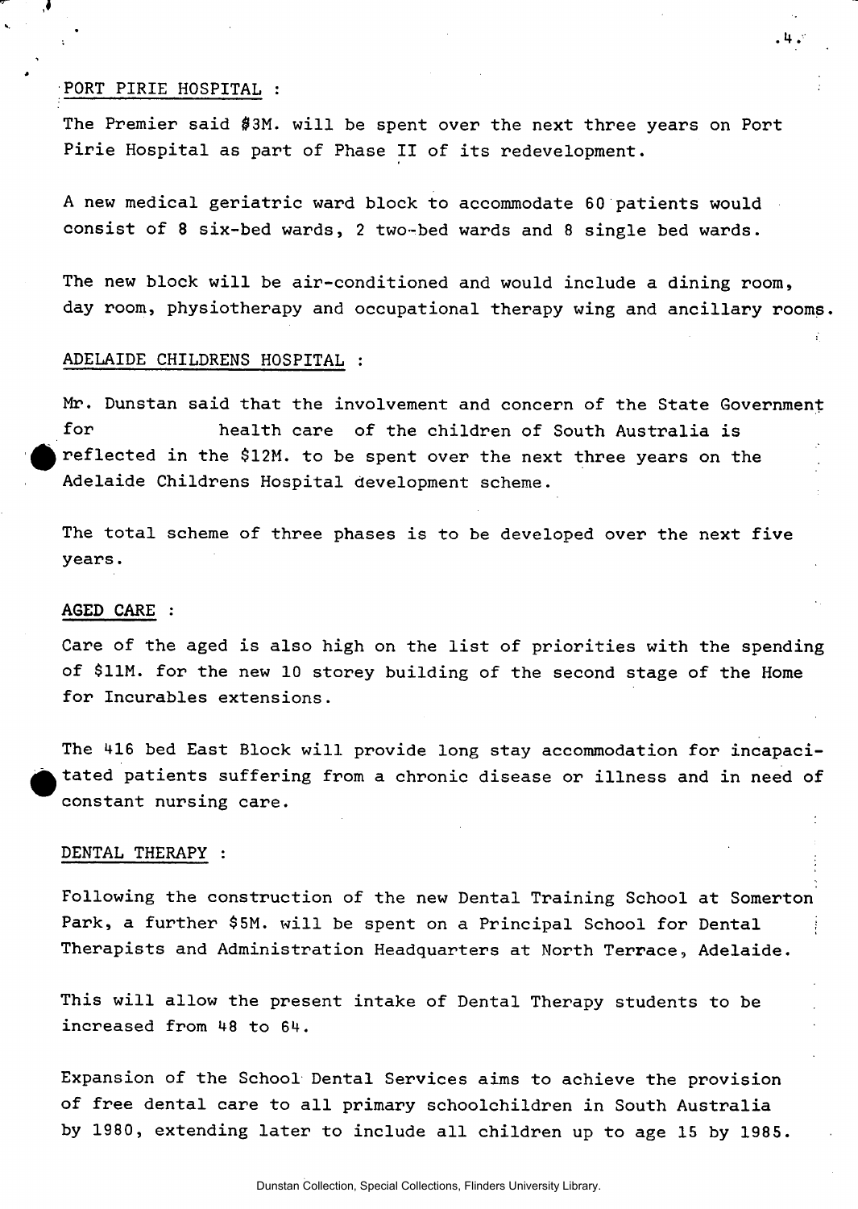## PORT PIRIE HOSPITAL :

The Premier said $3M. will be spent over the next three years on Port Pirie Hospital as part of Phase II of its redevelopment.

A new medical geriatric ward block to accommodate 60 patients would consist of 8 six-bed wards, 2 two-bed wards and 8 single bed wards.

The new block will be air-conditioned and would include a dining room, day room, physiotherapy and occupational therapy wing and ancillary rooms.

## ADELAIDE CHILDRENS HOSPITAL :

Mr. Dunstan said that the involvement and concern of the State Government for health care of the children of South Australia is reflected in the $12M. to be spent over the next three years on the Adelaide Childrens Hospital development scheme.

The total scheme of three phases is to be developed over the next five years.

## AGED CARE :

Care of the aged is also high on the list of priorities with the spending of $11M. for the new 10 storey building of the second stage of the Home for Incurables extensions.

The 416 bed East Block will provide long stay accommodation for incapacitated patients suffering from a chronic disease or illness and in need of constant nursing care.

## DENTAL THERAPY :

Following the construction of the new Dental Training School at Somerton Park, a further $5M. will be spent on a Principal School for Dental Therapists and Administration Headquarters at North Terrace, Adelaide.

This will allow the present intake of Dental Therapy students to be increased from 48 to 64.

Expansion of the School Dental Services aims to achieve the provision of free dental care to all primary schoolchildren in South Australia by 1980, extending later to include all children up to age 15 by 1985.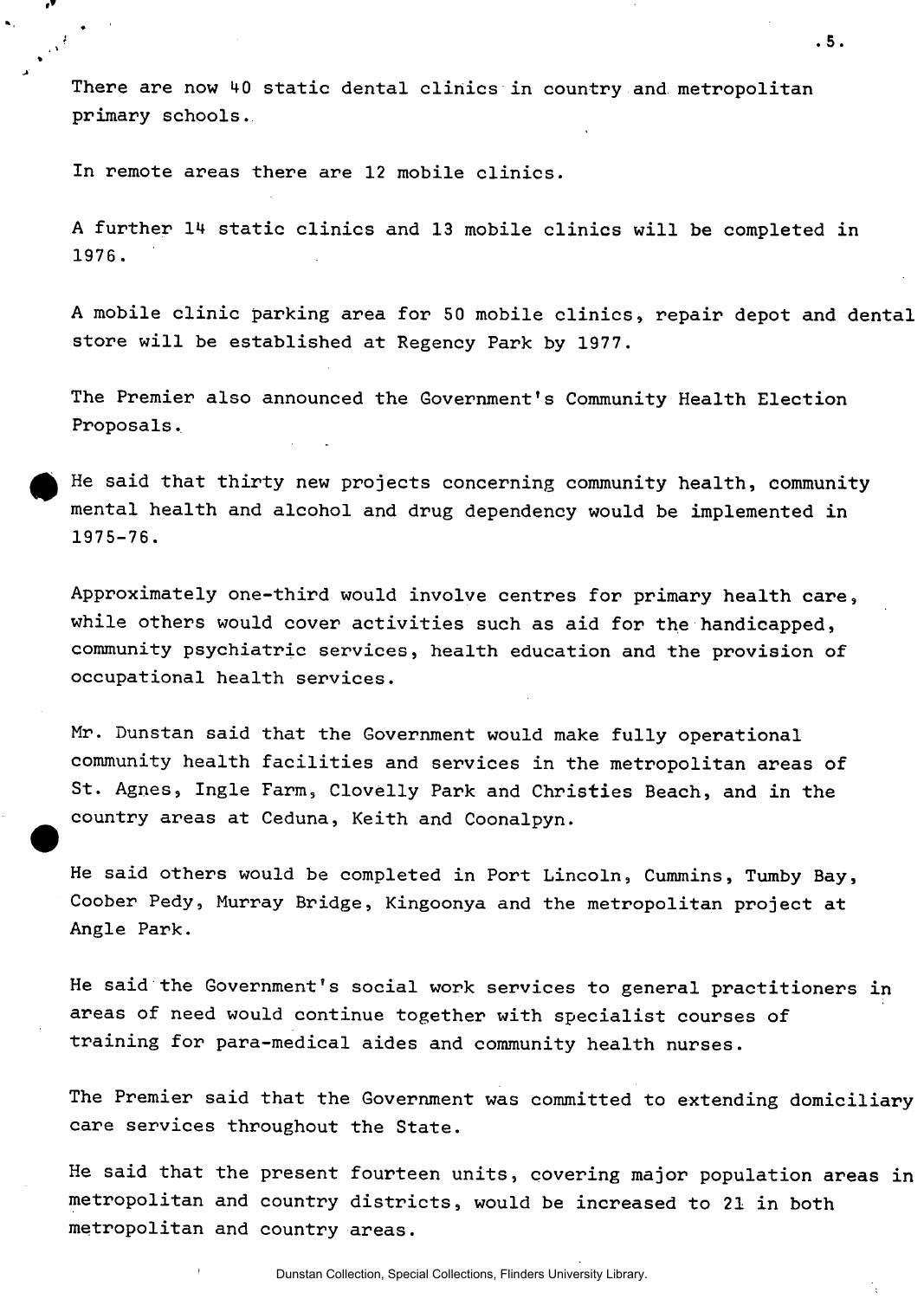There are now 40 static dental clinics in country and metropolitan primary schools.

In remote areas there are 12 mobile clinics.

A further 14 static clinics and 13 mobile clinics will be completed in 1976.

A mobile clinic parking area for 50 mobile clinics, repair depot and dental store will be established at Regency Park by 1977.

The Premier also announced the Government's Community Health Election Proposals.

He said that thirty new projects concerning community health, community mental health and alcohol and drug dependency would be implemented in 1975-76.

Approximately one-third would involve centres for primary health care, while others would cover activities such as aid for the handicapped, community psychiatric services, health education and the provision of occupational health services.

Mr. Dunstan said that the Government would make fully operational community health facilities and services in the metropolitan areas of St. Agnes, Ingle Farm, Clovelly Park and Christies Beach, and in the country areas at Ceduna, Keith and Coonalpyn.

He said others would be completed in Port Lincoln, Cummins, Tumby Bay, Coober Pedy, Murray Bridge, Kingoonya and the metropolitan project at Angle Park.

He said the Government's social work services to general practitioners in areas of need would continue together with specialist courses of training for para-medical aides and community health nurses.

The Premier said that the Government was committed to extending domiciliary care services throughout the State.

He said that the present fourteen units, covering major population areas in metropolitan and country districts, would be increased to 21 in both metropolitan and country areas.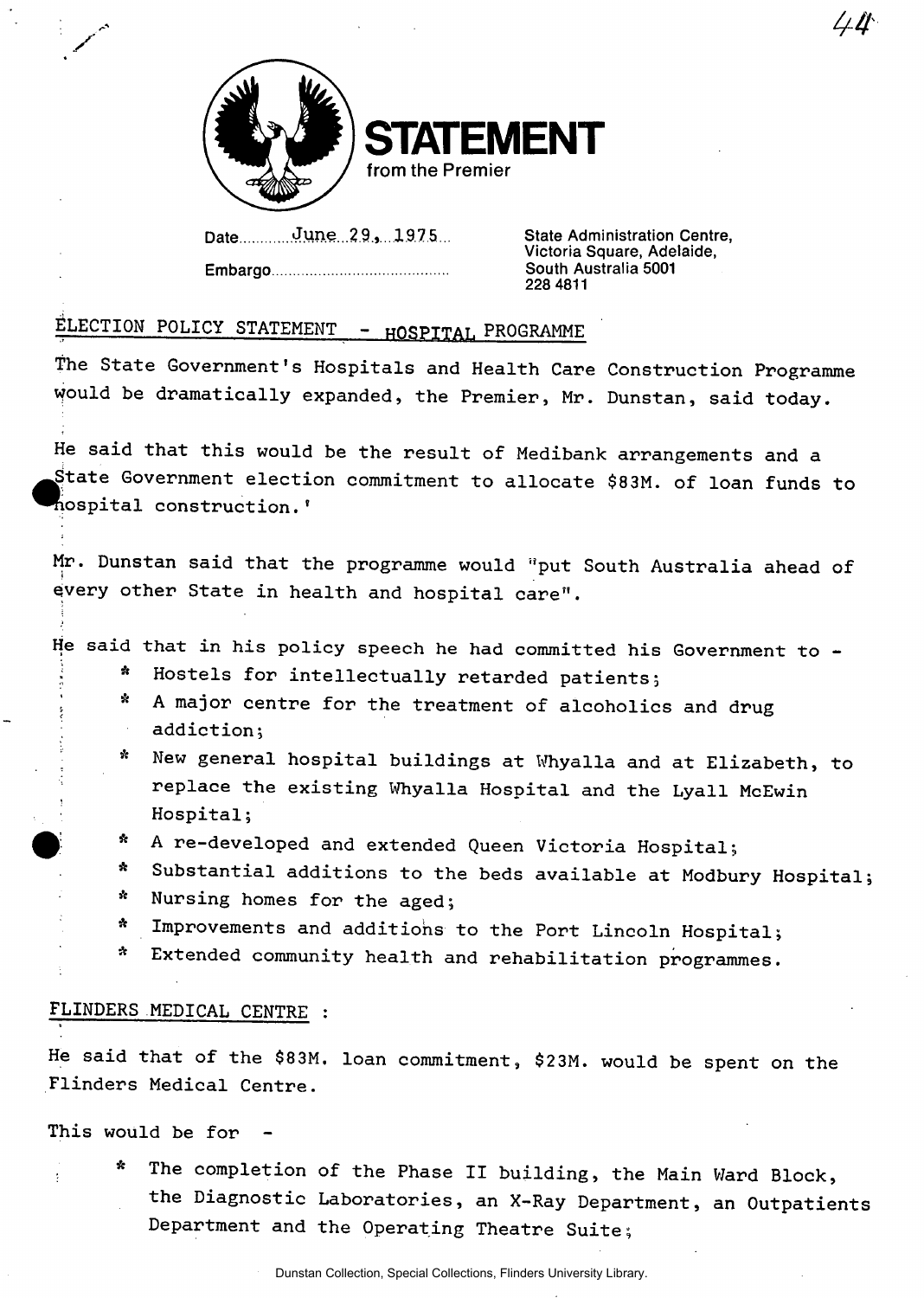# STATEMENT

from the Premier

Date June 29, 1975

Embargo

State Administration Centre,
Victoria Square, Adelaide,
South Australia 5001
228 4811

## ELECTION POLICY STATEMENT - HOSPITAL PROGRAMME

The State Government's Hospitals and Health Care Construction Programme would be dramatically expanded, the Premier, Mr. Dunstan, said today.

He said that this would be the result of Medibank arrangements and a State Government election commitment to allocate $83M. of loan funds to hospital construction.'

Mr. Dunstan said that the programme would "put South Australia ahead of every other State in health and hospital care".

He said that in his policy speech he had committed his Government to -

* Hostels for intellectually retarded patients;
* A major centre for the treatment of alcoholics and drug addiction;
* New general hospital buildings at Whyalla and at Elizabeth, to replace the existing Whyalla Hospital and the Lyall McEwin Hospital;
* A re-developed and extended Queen Victoria Hospital;
* Substantial additions to the beds available at Modbury Hospital;
* Nursing homes for the aged;
* Improvements and additions to the Port Lincoln Hospital;
* Extended community health and rehabilitation programmes.

## FLINDERS MEDICAL CENTRE :

He said that of the $83M. loan commitment, $23M. would be spent on the Flinders Medical Centre.

This would be for -

* The completion of the Phase II building, the Main Ward Block, the Diagnostic Laboratories, an X-Ray Department, an Outpatients Department and the Operating Theatre Suite;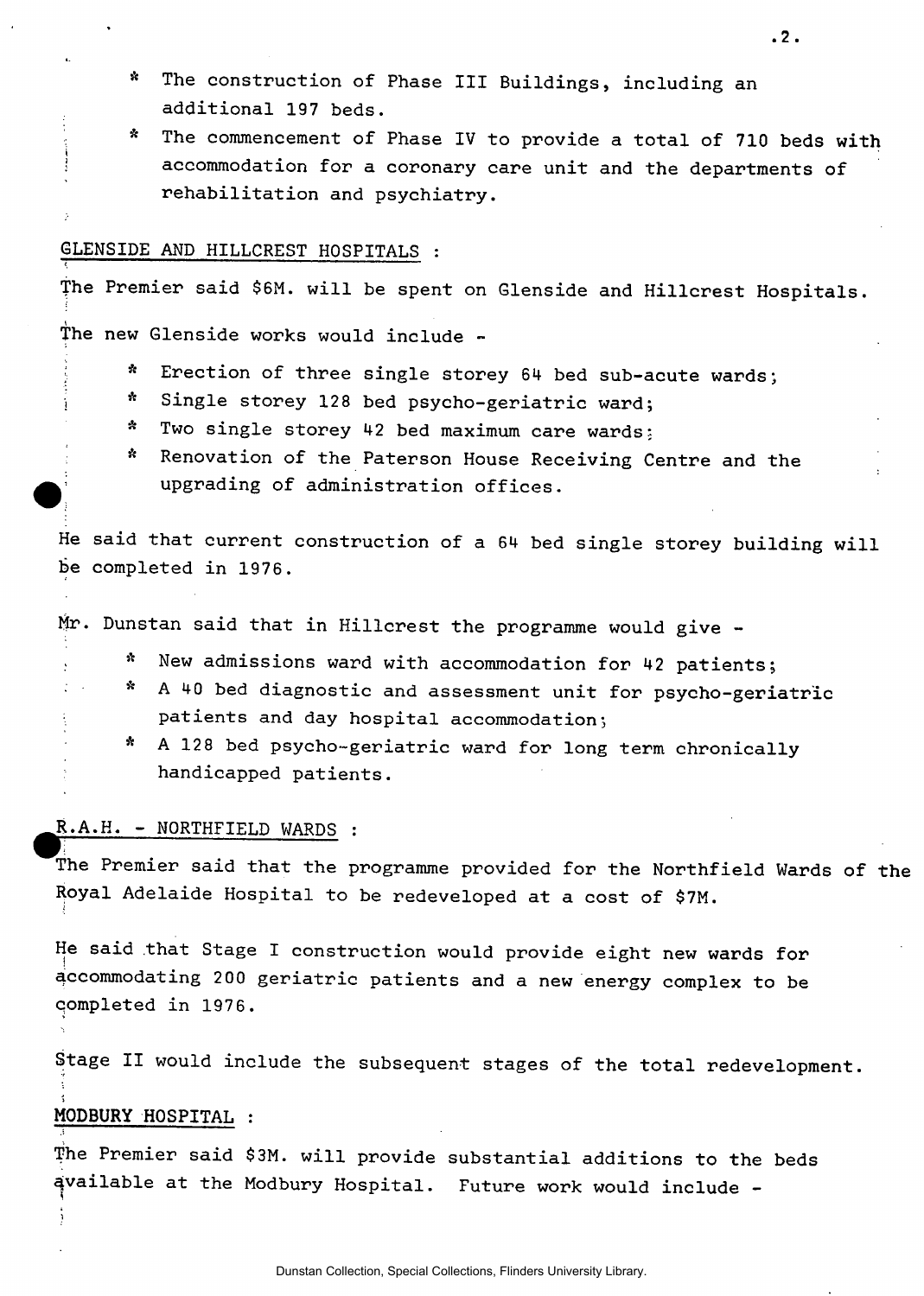* The construction of Phase III Buildings, including an additional 197 beds.
* The commencement of Phase IV to provide a total of 710 beds with accommodation for a coronary care unit and the departments of rehabilitation and psychiatry.

GLENSIDE AND HILLCREST HOSPITALS :

The Premier said $6M. will be spent on Glenside and Hillcrest Hospitals.

The new Glenside works would include -

* Erection of three single storey 64 bed sub-acute wards;
* Single storey 128 bed psycho-geriatric ward;
* Two single storey 42 bed maximum care wards;
* Renovation of the Paterson House Receiving Centre and the upgrading of administration offices.

He said that current construction of a 64 bed single storey building will be completed in 1976.

Mr. Dunstan said that in Hillcrest the programme would give -

* New admissions ward with accommodation for 42 patients;
* A 40 bed diagnostic and assessment unit for psycho-geriatric patients and day hospital accommodation;
* A 128 bed psycho-geriatric ward for long term chronically handicapped patients.

R.A.H. - NORTHFIELD WARDS :

The Premier said that the programme provided for the Northfield Wards of the Royal Adelaide Hospital to be redeveloped at a cost of $7M.

He said that Stage I construction would provide eight new wards for accommodating 200 geriatric patients and a new energy complex to be completed in 1976.

Stage II would include the subsequent stages of the total redevelopment.

MODBURY HOSPITAL :

The Premier said $3M. will provide substantial additions to the beds available at the Modbury Hospital. Future work would include -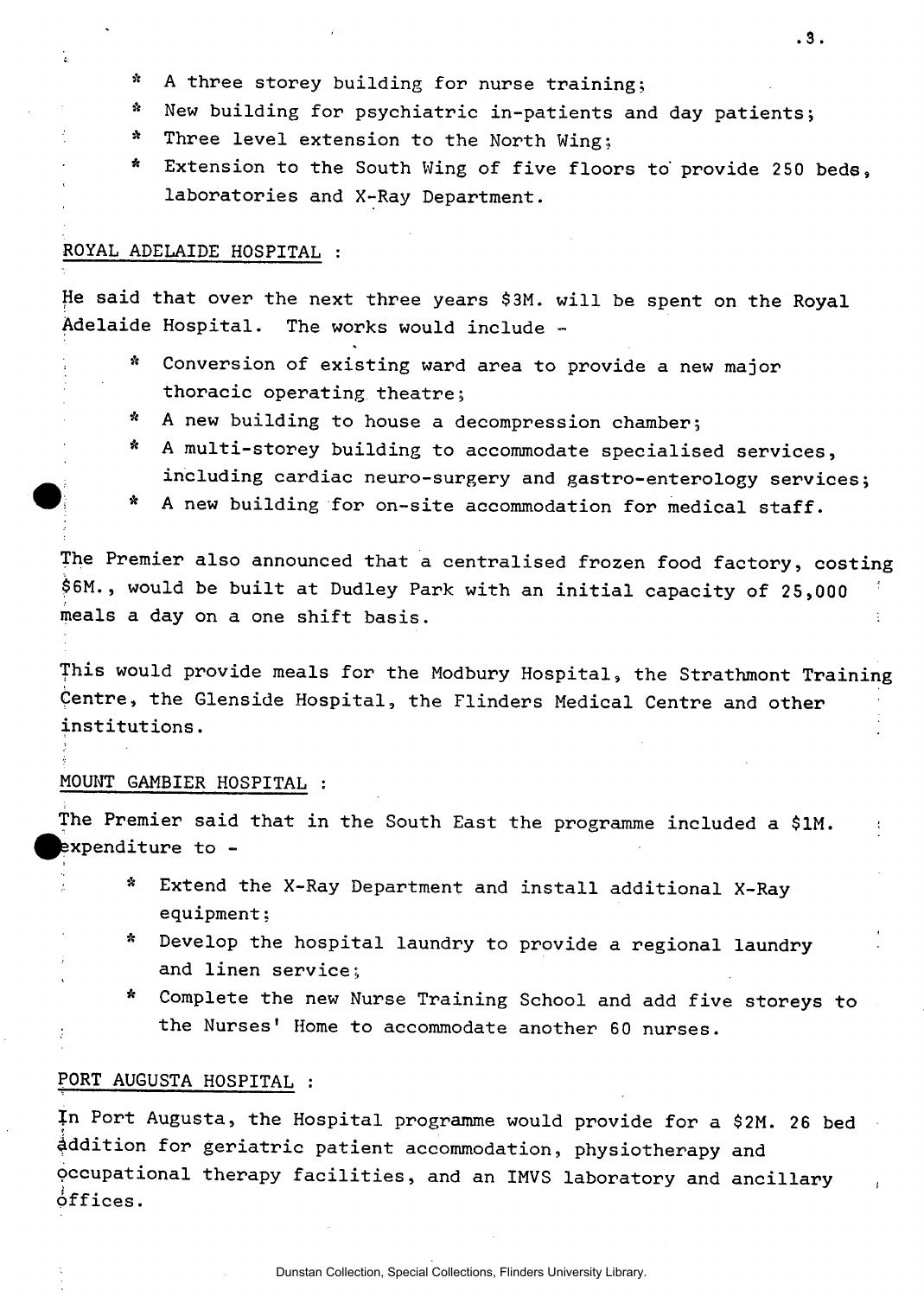* A three storey building for nurse training;
* New building for psychiatric in-patients and day patients;
* Three level extension to the North Wing;
* Extension to the South Wing of five floors to provide 250 beds, laboratories and X-Ray Department.

ROYAL ADELAIDE HOSPITAL :

He said that over the next three years $3M. will be spent on the Royal Adelaide Hospital. The works would include -

* Conversion of existing ward area to provide a new major thoracic operating theatre;
* A new building to house a decompression chamber;
* A multi-storey building to accommodate specialised services, including cardiac neuro-surgery and gastro-enterology services;
* A new building for on-site accommodation for medical staff.

The Premier also announced that a centralised frozen food factory, costing $6M., would be built at Dudley Park with an initial capacity of 25,000 meals a day on a one shift basis.

This would provide meals for the Modbury Hospital, the Strathmont Training Centre, the Glenside Hospital, the Flinders Medical Centre and other institutions.

MOUNT GAMBIER HOSPITAL :

The Premier said that in the South East the programme included a $1M. expenditure to -

* Extend the X-Ray Department and install additional X-Ray equipment;
* Develop the hospital laundry to provide a regional laundry and linen service;
* Complete the new Nurse Training School and add five storeys to the Nurses' Home to accommodate another 60 nurses.

PORT AUGUSTA HOSPITAL :

In Port Augusta, the Hospital programme would provide for a $2M. 26 bed addition for geriatric patient accommodation, physiotherapy and occupational therapy facilities, and an IMVS laboratory and ancillary offices.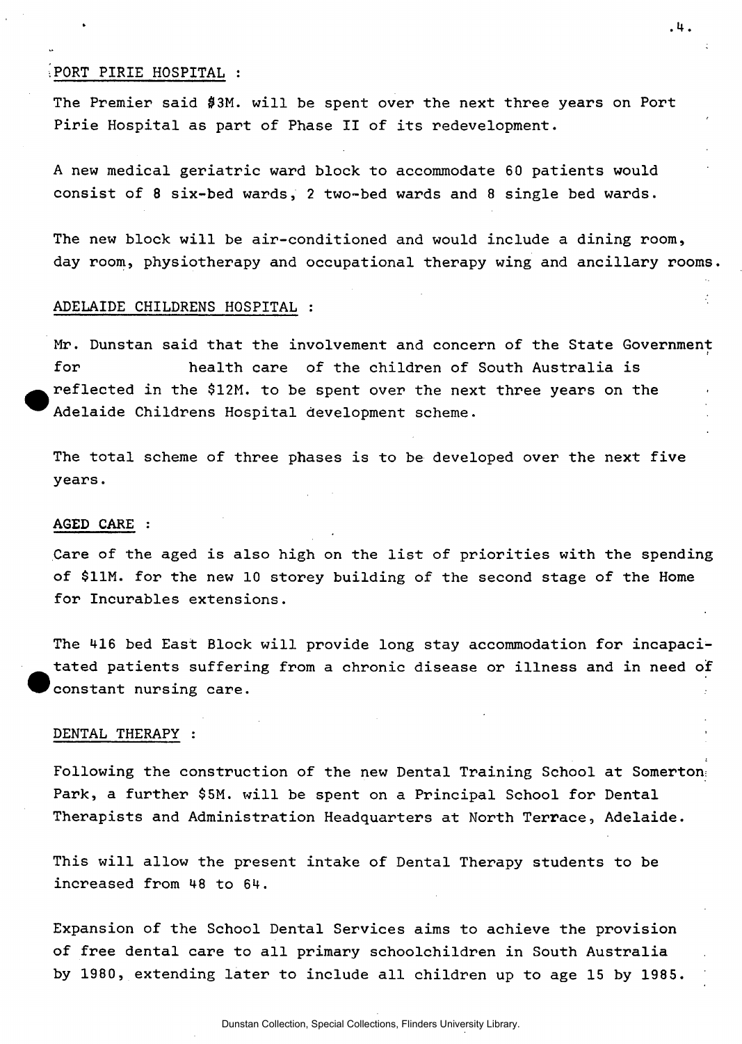PORT PIRIE HOSPITAL :

The Premier said $3M. will be spent over the next three years on Port Pirie Hospital as part of Phase II of its redevelopment.

A new medical geriatric ward block to accommodate 60 patients would consist of 8 six-bed wards, 2 two-bed wards and 8 single bed wards.

The new block will be air-conditioned and would include a dining room, day room, physiotherapy and occupational therapy wing and ancillary rooms.

ADELAIDE CHILDRENS HOSPITAL :

Mr. Dunstan said that the involvement and concern of the State Government for health care of the children of South Australia is reflected in the $12M. to be spent over the next three years on the Adelaide Childrens Hospital development scheme.

The total scheme of three phases is to be developed over the next five years.

AGED CARE :

Care of the aged is also high on the list of priorities with the spending of $11M. for the new 10 storey building of the second stage of the Home for Incurables extensions.

The 416 bed East Block will provide long stay accommodation for incapacitated patients suffering from a chronic disease or illness and in need of constant nursing care.

DENTAL THERAPY :

Following the construction of the new Dental Training School at Somerton Park, a further $5M. will be spent on a Principal School for Dental Therapists and Administration Headquarters at North Terrace, Adelaide.

This will allow the present intake of Dental Therapy students to be increased from 48 to 64.

Expansion of the School Dental Services aims to achieve the provision of free dental care to all primary schoolchildren in South Australia by 1980, extending later to include all children up to age 15 by 1985.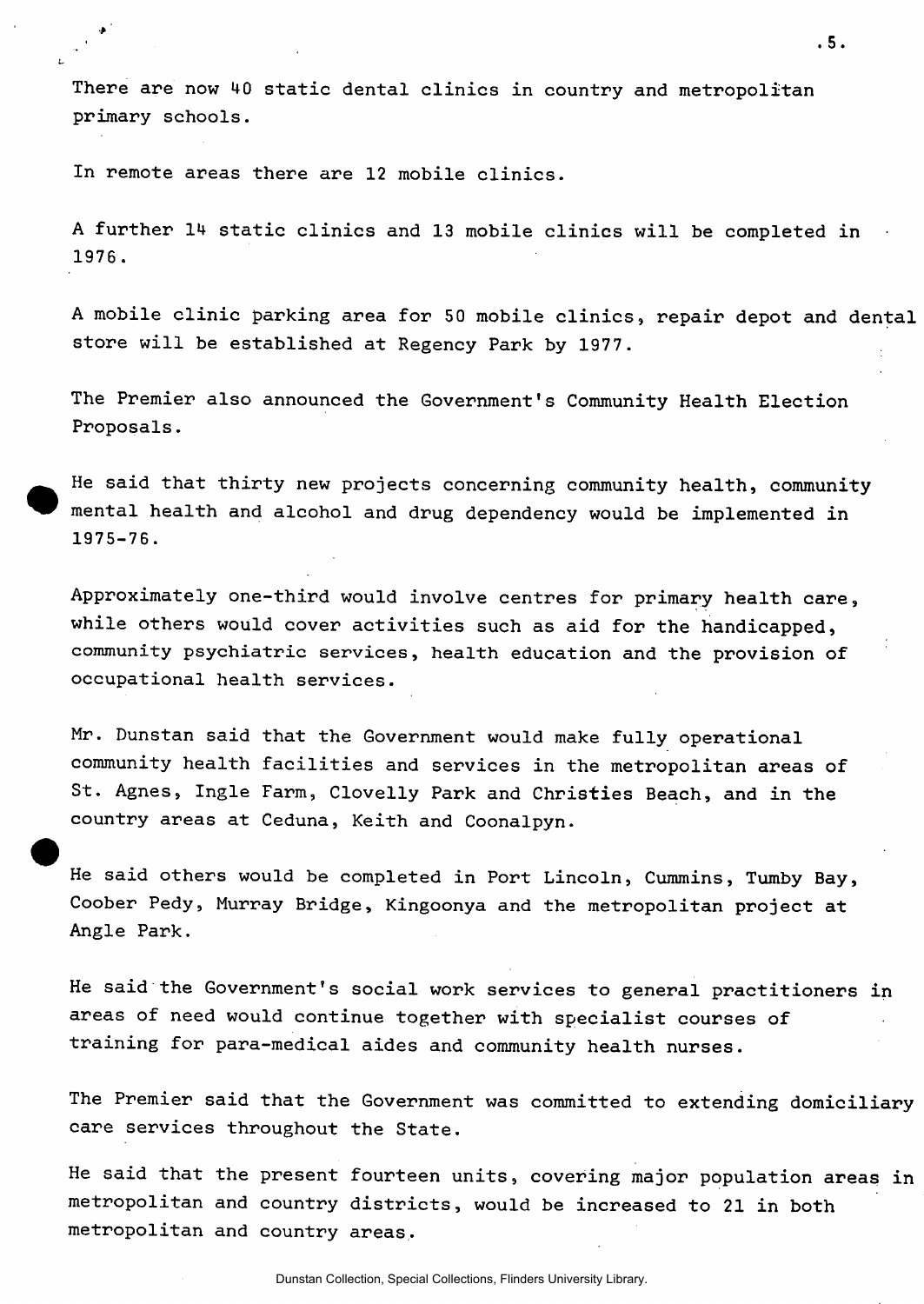There are now 40 static dental clinics in country and metropolitan primary schools.

In remote areas there are 12 mobile clinics.

A further 14 static clinics and 13 mobile clinics will be completed in 1976.

A mobile clinic parking area for 50 mobile clinics, repair depot and dental store will be established at Regency Park by 1977.

The Premier also announced the Government's Community Health Election Proposals.

He said that thirty new projects concerning community health, community mental health and alcohol and drug dependency would be implemented in 1975-76.

Approximately one-third would involve centres for primary health care, while others would cover activities such as aid for the handicapped, community psychiatric services, health education and the provision of occupational health services.

Mr. Dunstan said that the Government would make fully operational community health facilities and services in the metropolitan areas of St. Agnes, Ingle Farm, Clovelly Park and Christies Beach, and in the country areas at Ceduna, Keith and Coonalpyn.

He said others would be completed in Port Lincoln, Cummins, Tumby Bay, Coober Pedy, Murray Bridge, Kingoonya and the metropolitan project at Angle Park.

He said the Government's social work services to general practitioners in areas of need would continue together with specialist courses of training for para-medical aides and community health nurses.

The Premier said that the Government was committed to extending domiciliary care services throughout the State.

He said that the present fourteen units, covering major population areas in metropolitan and country districts, would be increased to 21 in both metropolitan and country areas.